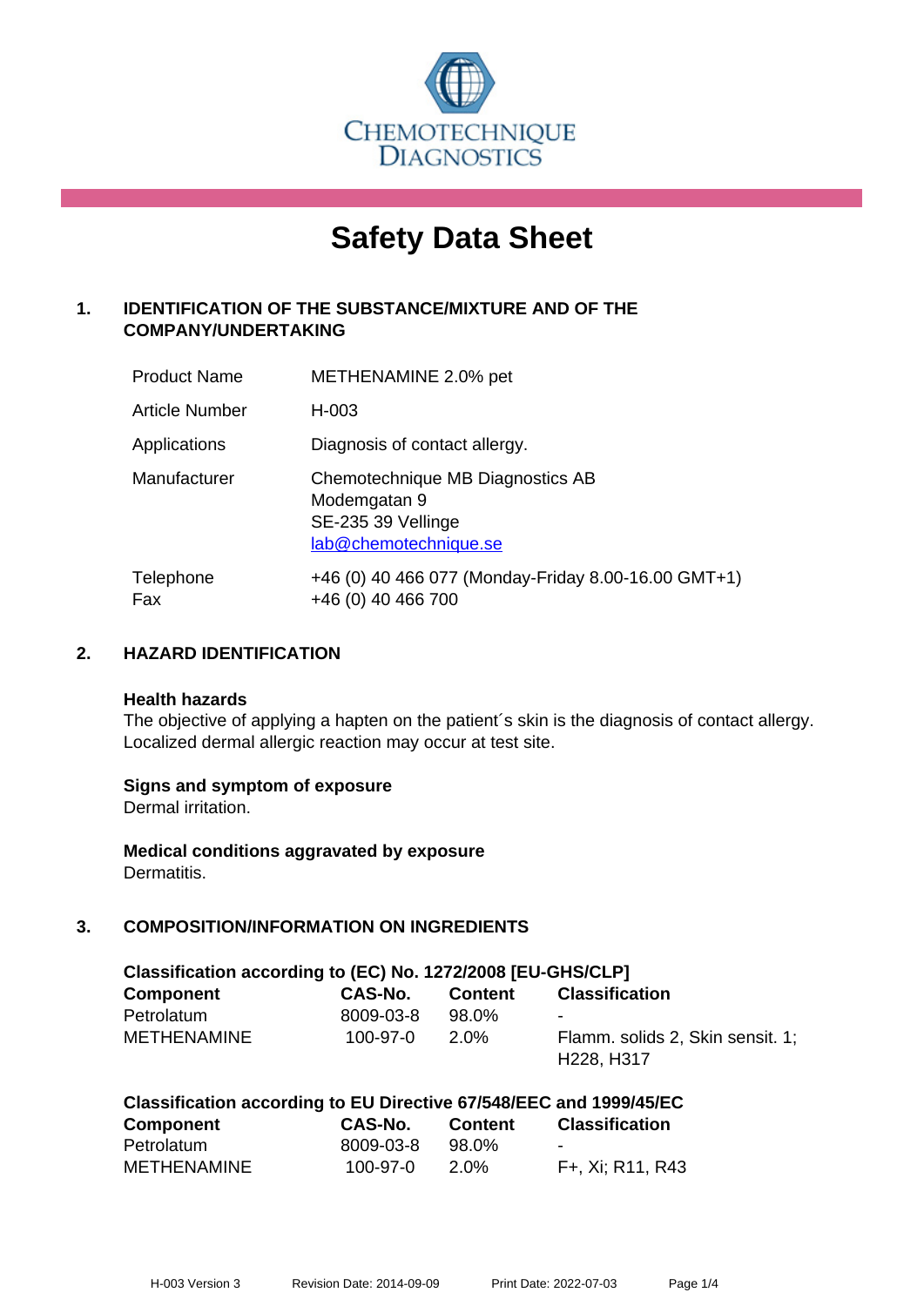CHEMOTECHNIQUE DIAGNOSTICS

# Safety Data Sheet

## 1. IDENTIFICATION OF THE SUBSTANCE/MIXTURE AND OF THE COMPANY/UNDERTAKING

| | |
|---|---|
| Product Name | METHENAMINE 2.0% pet |
| Article Number | H-003 |
| Applications | Diagnosis of contact allergy. |
| Manufacturer | Chemotechnique MB Diagnostics AB<br>Modemgatan 9<br>SE-235 39 Vellinge<br>lab@chemotechnique.se |
| Telephone<br>Fax | +46 (0) 40 466 077 (Monday-Friday 8.00-16.00 GMT+1)<br>+46 (0) 40 466 700 |

## 2. HAZARD IDENTIFICATION

**Health hazards**

The objective of applying a hapten on the patient´s skin is the diagnosis of contact allergy. Localized dermal allergic reaction may occur at test site.

**Signs and symptom of exposure**

Dermal irritation.

**Medical conditions aggravated by exposure**

Dermatitis.

## 3. COMPOSITION/INFORMATION ON INGREDIENTS

**Classification according to (EC) No. 1272/2008 [EU-GHS/CLP]**

| Component | CAS-No. | Content | Classification |
|---|---|---|---|
| Petrolatum | 8009-03-8 | 98.0% | - |
| METHENAMINE | 100-97-0 | 2.0% | Flamm. solids 2, Skin sensit. 1; H228, H317 |

**Classification according to EU Directive 67/548/EEC and 1999/45/EC**

| Component | CAS-No. | Content | Classification |
|---|---|---|---|
| Petrolatum | 8009-03-8 | 98.0% | - |
| METHENAMINE | 100-97-0 | 2.0% | F+, Xi; R11, R43 |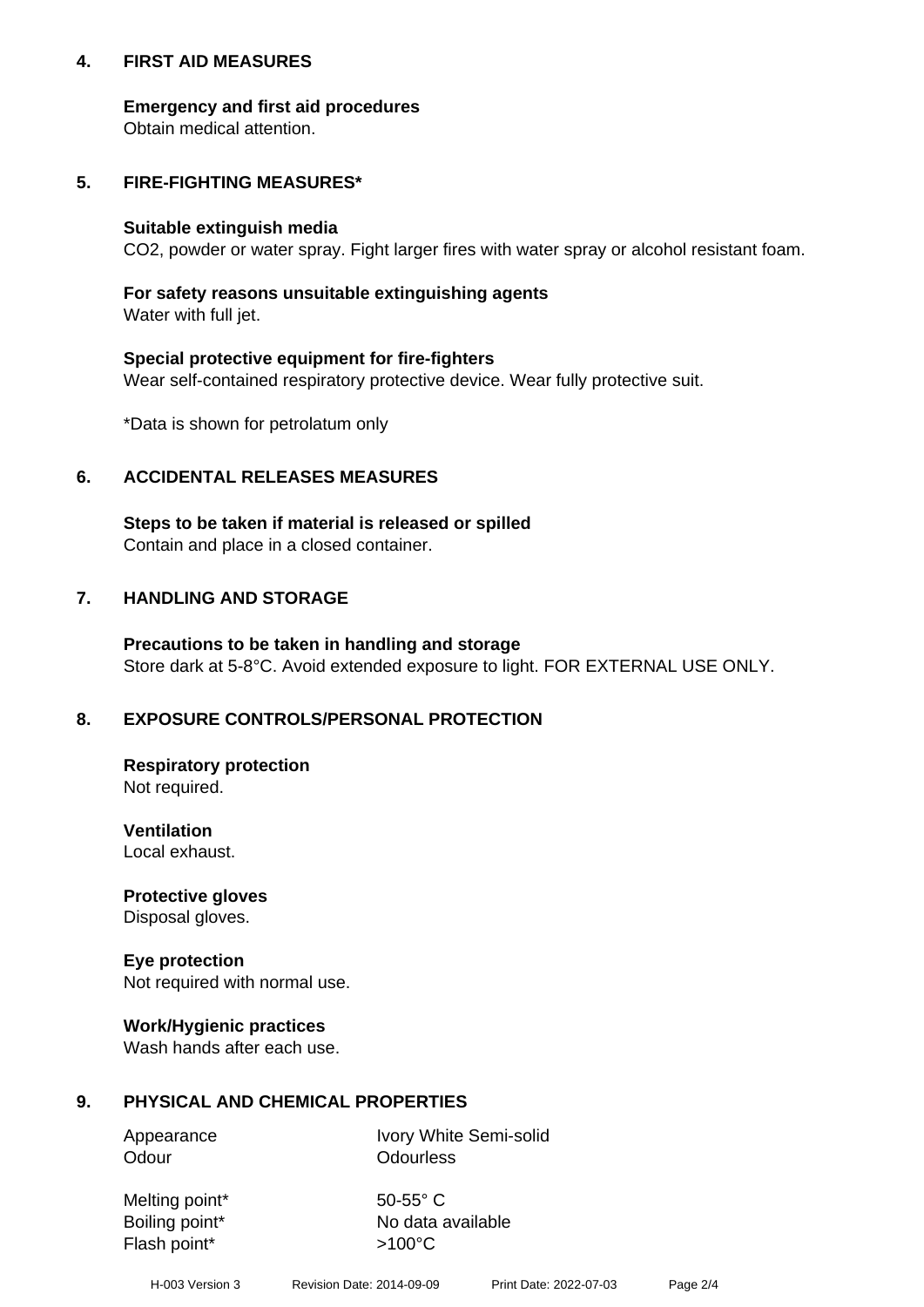## 4. FIRST AID MEASURES

**Emergency and first aid procedures**
Obtain medical attention.

## 5. FIRE-FIGHTING MEASURES*

**Suitable extinguish media**
$CO_2$, powder or water spray. Fight larger fires with water spray or alcohol resistant foam.

**For safety reasons unsuitable extinguishing agents**
Water with full jet.

**Special protective equipment for fire-fighters**
Wear self-contained respiratory protective device. Wear fully protective suit.

*Data is shown for petrolatum only

## 6. ACCIDENTAL RELEASES MEASURES

**Steps to be taken if material is released or spilled**
Contain and place in a closed container.

## 7. HANDLING AND STORAGE

**Precautions to be taken in handling and storage**
Store dark at 5-8°C. Avoid extended exposure to light. FOR EXTERNAL USE ONLY.

## 8. EXPOSURE CONTROLS/PERSONAL PROTECTION

**Respiratory protection**
Not required.

**Ventilation**
Local exhaust.

**Protective gloves**
Disposal gloves.

**Eye protection**
Not required with normal use.

**Work/Hygienic practices**
Wash hands after each use.

## 9. PHYSICAL AND CHEMICAL PROPERTIES

| | |
|---|---|
| Appearance | Ivory White Semi-solid |
| Odour | Odourless |
| Melting point* | 50-55° C |
| Boiling point* | No data available |
| Flash point* | >100°C |

H-003 Version 3 Revision Date: 2014-09-09 Print Date: 2022-07-03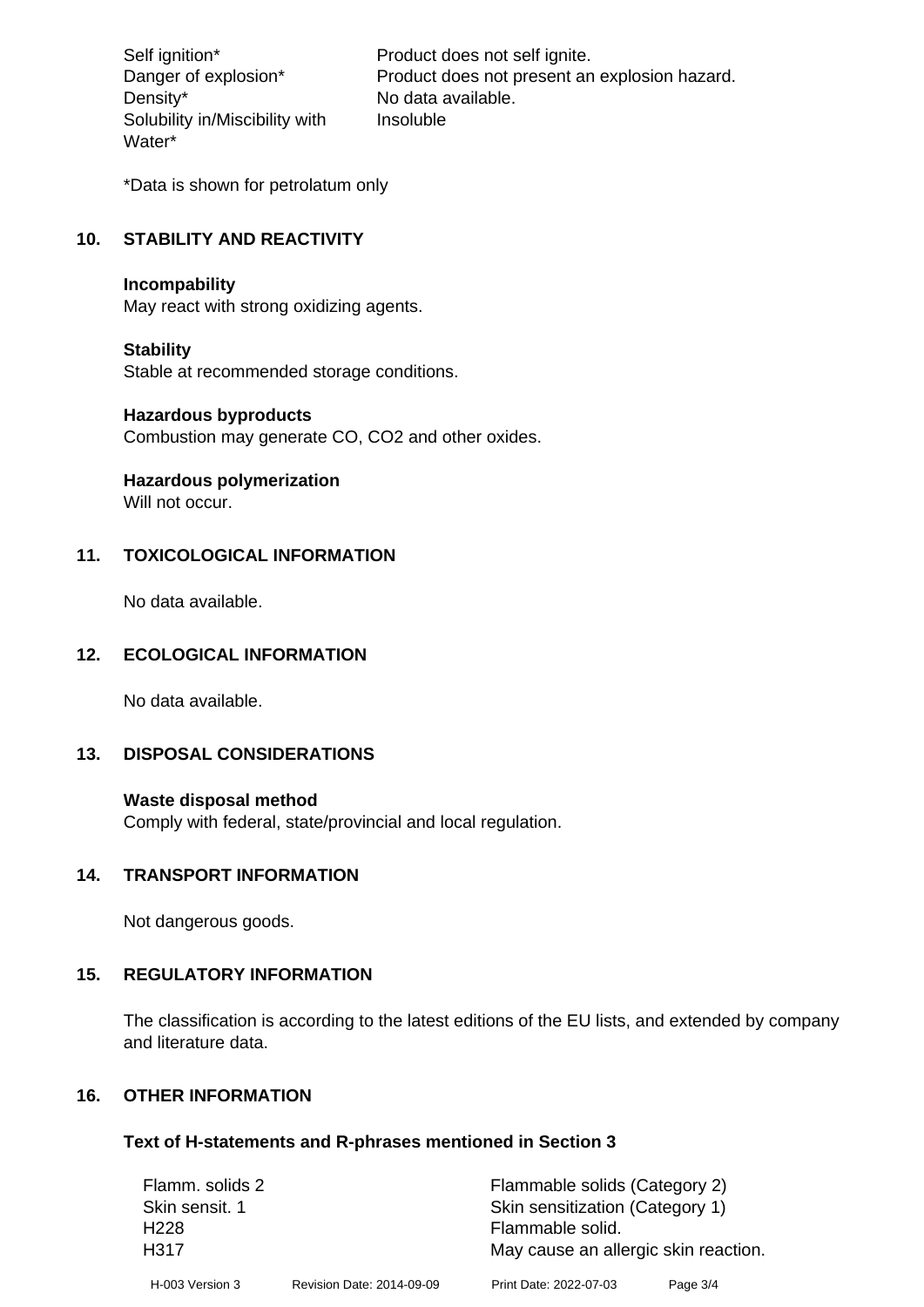| | |
|---|---|
| Self ignition* | Product does not self ignite. |
| Danger of explosion* | Product does not present an explosion hazard. |
| Density* | No data available. |
| Solubility in/Miscibility with Water* | Insoluble |

*Data is shown for petrolatum only

## 10. STABILITY AND REACTIVITY

**Incompability**
May react with strong oxidizing agents.

**Stability**
Stable at recommended storage conditions.

**Hazardous byproducts**
Combustion may generate CO, $CO_2$ and other oxides.

**Hazardous polymerization**
Will not occur.

## 11. TOXICOLOGICAL INFORMATION

No data available.

## 12. ECOLOGICAL INFORMATION

No data available.

## 13. DISPOSAL CONSIDERATIONS

**Waste disposal method**
Comply with federal, state/provincial and local regulation.

## 14. TRANSPORT INFORMATION

Not dangerous goods.

## 15. REGULATORY INFORMATION

The classification is according to the latest editions of the EU lists, and extended by company and literature data.

## 16. OTHER INFORMATION

**Text of H-statements and R-phrases mentioned in Section 3**

| | |
|---|---|
| Flamm. solids 2 | Flammable solids (Category 2) |
| Skin sensit. 1 | Skin sensitization (Category 1) |
| H228 | Flammable solid. |
| H317 | May cause an allergic skin reaction. |

H-003 Version 3 Revision Date: 2014-09-09 Print Date: 2022-07-03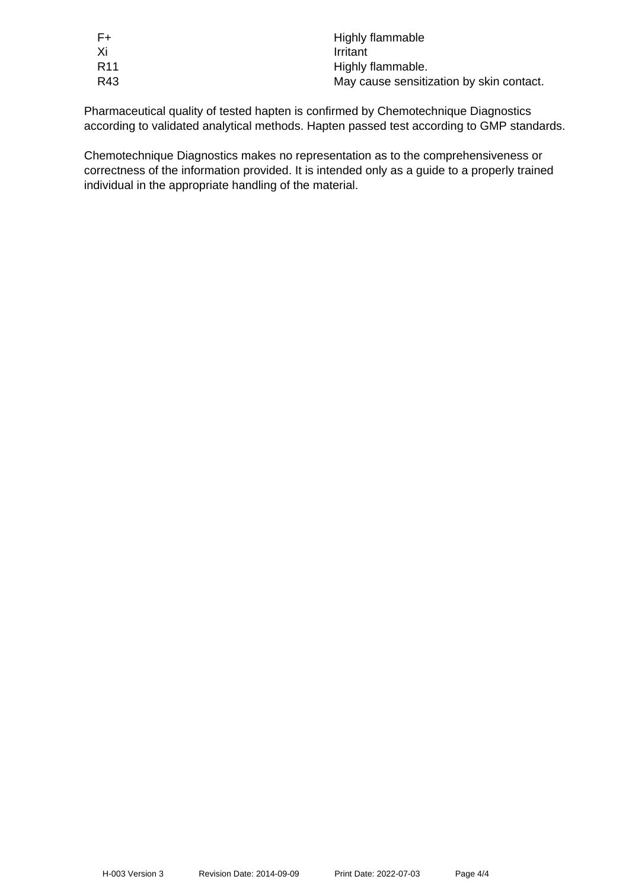| | |
|---|---|
| F+ | Highly flammable |
| Xi | Irritant |
| R11 | Highly flammable. |
| R43 | May cause sensitization by skin contact. |

Pharmaceutical quality of tested hapten is confirmed by Chemotechnique Diagnostics according to validated analytical methods. Hapten passed test according to GMP standards.

Chemotechnique Diagnostics makes no representation as to the comprehensiveness or correctness of the information provided. It is intended only as a guide to a properly trained individual in the appropriate handling of the material.